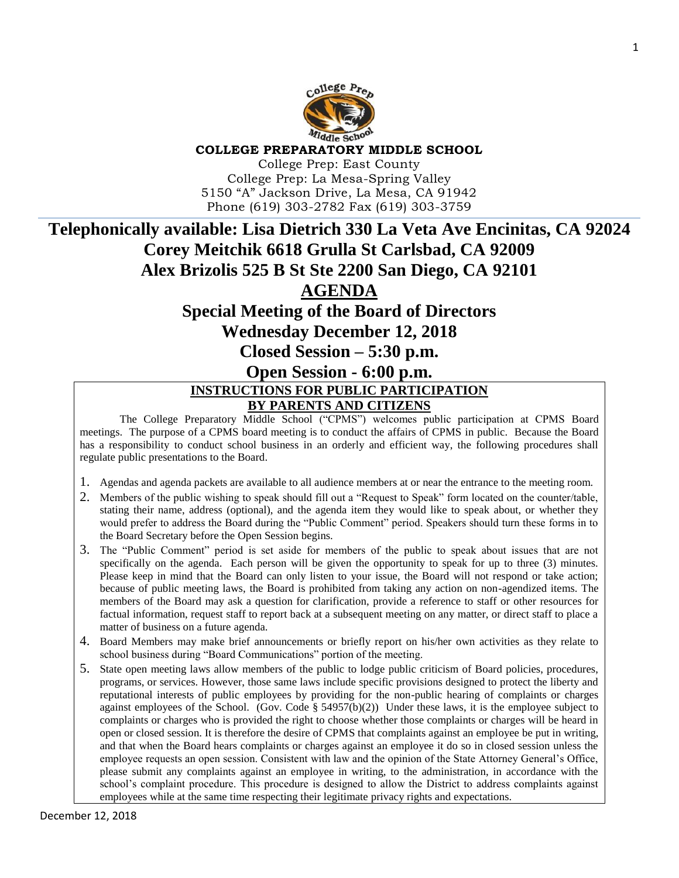**COLLEGE PREPARATORY MIDDLE SCHOOL**

College Prep: East County
College Prep: La Mesa-Spring Valley
5150 "A" Jackson Drive, La Mesa, CA 91942
Phone (619) 303-2782 Fax (619) 303-3759

# Telephonically available: Lisa Dietrich 330 La Veta Ave Encinitas, CA 92024
# Corey Meitchik 6618 Grulla St Carlsbad, CA 92009
# Alex Brizolis 525 B St Ste 2200 San Diego, CA 92101

# AGENDA

## Special Meeting of the Board of Directors
## Wednesday December 12, 2018
## Closed Session – 5:30 p.m.
## Open Session - 6:00 p.m.

### INSTRUCTIONS FOR PUBLIC PARTICIPATION BY PARENTS AND CITIZENS

The College Preparatory Middle School ("CPMS") welcomes public participation at CPMS Board meetings. The purpose of a CPMS board meeting is to conduct the affairs of CPMS in public. Because the Board has a responsibility to conduct school business in an orderly and efficient way, the following procedures shall regulate public presentations to the Board.

1. Agendas and agenda packets are available to all audience members at or near the entrance to the meeting room.
2. Members of the public wishing to speak should fill out a "Request to Speak" form located on the counter/table, stating their name, address (optional), and the agenda item they would like to speak about, or whether they would prefer to address the Board during the "Public Comment" period. Speakers should turn these forms in to the Board Secretary before the Open Session begins.
3. The "Public Comment" period is set aside for members of the public to speak about issues that are not specifically on the agenda. Each person will be given the opportunity to speak for up to three (3) minutes. Please keep in mind that the Board can only listen to your issue, the Board will not respond or take action; because of public meeting laws, the Board is prohibited from taking any action on non-agendized items. The members of the Board may ask a question for clarification, provide a reference to staff or other resources for factual information, request staff to report back at a subsequent meeting on any matter, or direct staff to place a matter of business on a future agenda.
4. Board Members may make brief announcements or briefly report on his/her own activities as they relate to school business during "Board Communications" portion of the meeting.
5. State open meeting laws allow members of the public to lodge public criticism of Board policies, procedures, programs, or services. However, those same laws include specific provisions designed to protect the liberty and reputational interests of public employees by providing for the non-public hearing of complaints or charges against employees of the School. (Gov. Code § 54957(b)(2)) Under these laws, it is the employee subject to complaints or charges who is provided the right to choose whether those complaints or charges will be heard in open or closed session. It is therefore the desire of CPMS that complaints against an employee be put in writing, and that when the Board hears complaints or charges against an employee it do so in closed session unless the employee requests an open session. Consistent with law and the opinion of the State Attorney General's Office, please submit any complaints against an employee in writing, to the administration, in accordance with the school's complaint procedure. This procedure is designed to allow the District to address complaints against employees while at the same time respecting their legitimate privacy rights and expectations.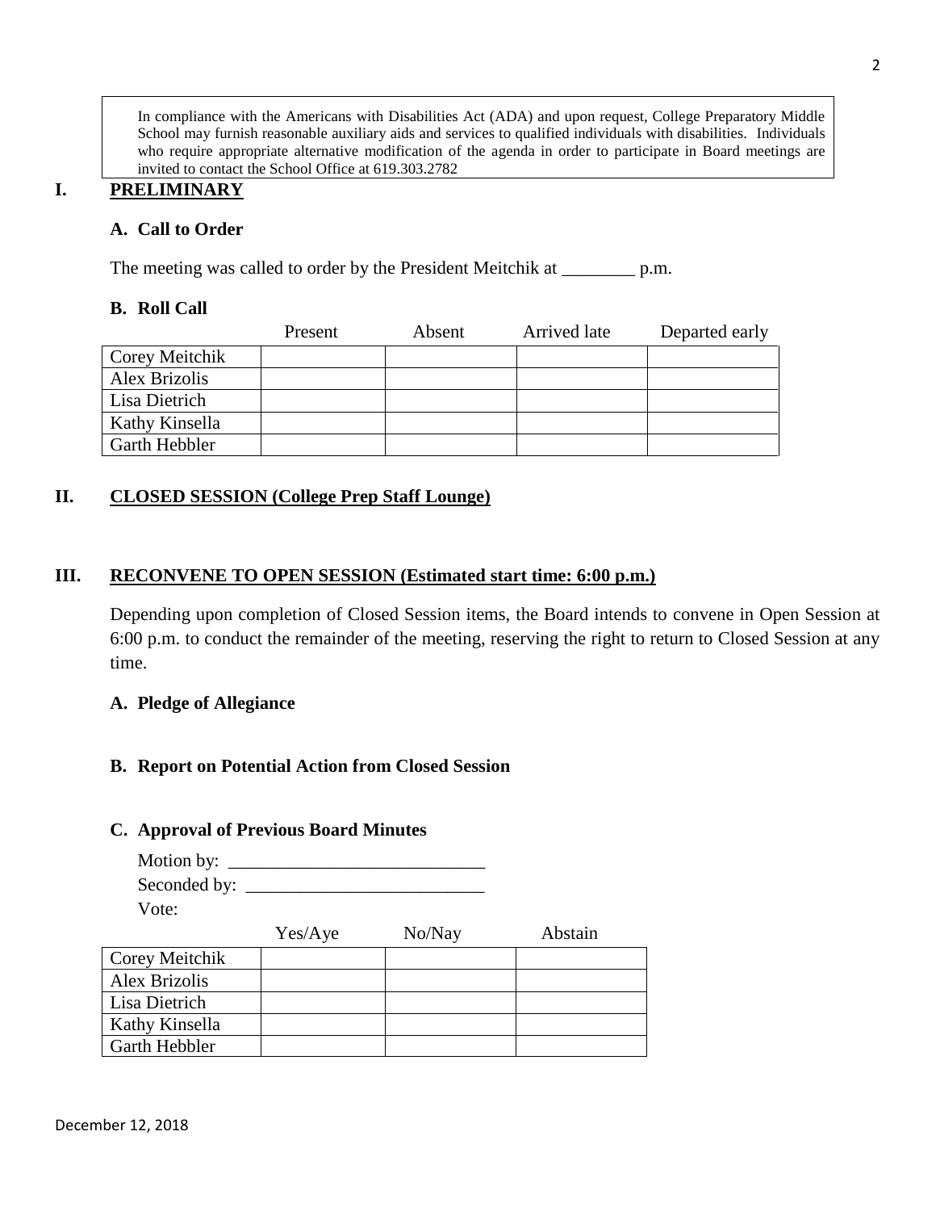In compliance with the Americans with Disabilities Act (ADA) and upon request, College Preparatory Middle School may furnish reasonable auxiliary aids and services to qualified individuals with disabilities. Individuals who require appropriate alternative modification of the agenda in order to participate in Board meetings are invited to contact the School Office at 619.303.2782

## I. PRELIMINARY

### A. Call to Order

The meeting was called to order by the President Meitchik at ________ p.m.

### B. Roll Call

| | Present | Absent | Arrived late | Departed early |
|---|---|---|---|---|
| Corey Meitchik | | | | |
| Alex Brizolis | | | | |
| Lisa Dietrich | | | | |
| Kathy Kinsella | | | | |
| Garth Hebbler | | | | |

## II. CLOSED SESSION (College Prep Staff Lounge)

## III. RECONVENE TO OPEN SESSION (Estimated start time: 6:00 p.m.)

Depending upon completion of Closed Session items, the Board intends to convene in Open Session at 6:00 p.m. to conduct the remainder of the meeting, reserving the right to return to Closed Session at any time.

### A. Pledge of Allegiance

### B. Report on Potential Action from Closed Session

### C. Approval of Previous Board Minutes

Motion by: ____________________________

Seconded by: __________________________

Vote:

| | Yes/Aye | No/Nay | Abstain |
|---|---|---|---|
| Corey Meitchik | | | |
| Alex Brizolis | | | |
| Lisa Dietrich | | | |
| Kathy Kinsella | | | |
| Garth Hebbler | | | |

December 12, 2018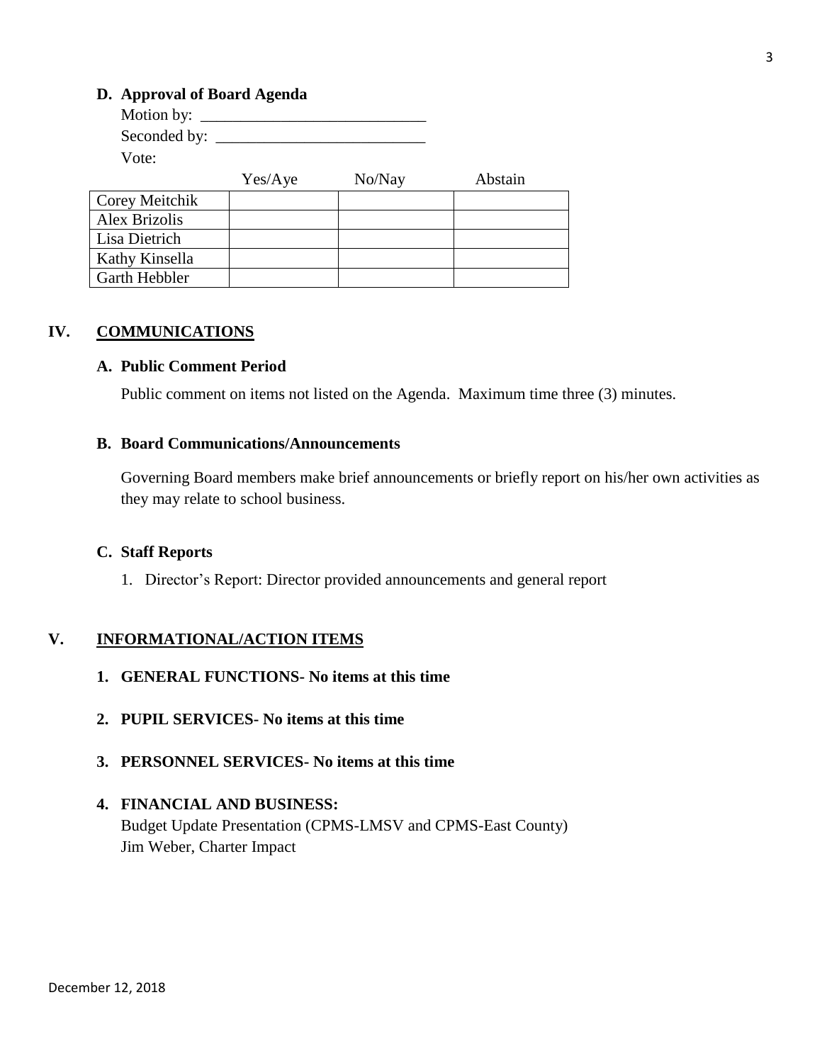### D. Approval of Board Agenda

Motion by: ____________________________

Seconded by: __________________________

Vote:

| | Yes/Aye | No/Nay | Abstain |
|---|---|---|---|
| Corey Meitchik | | | |
| Alex Brizolis | | | |
| Lisa Dietrich | | | |
| Kathy Kinsella | | | |
| Garth Hebbler | | | |

## IV. COMMUNICATIONS

### A. Public Comment Period

Public comment on items not listed on the Agenda. Maximum time three (3) minutes.

### B. Board Communications/Announcements

Governing Board members make brief announcements or briefly report on his/her own activities as they may relate to school business.

### C. Staff Reports

1. Director's Report: Director provided announcements and general report

## V. INFORMATIONAL/ACTION ITEMS

1. **GENERAL FUNCTIONS- No items at this time**

2. **PUPIL SERVICES- No items at this time**

3. **PERSONNEL SERVICES- No items at this time**

4. **FINANCIAL AND BUSINESS:**
   Budget Update Presentation (CPMS-LMSV and CPMS-East County)
   Jim Weber, Charter Impact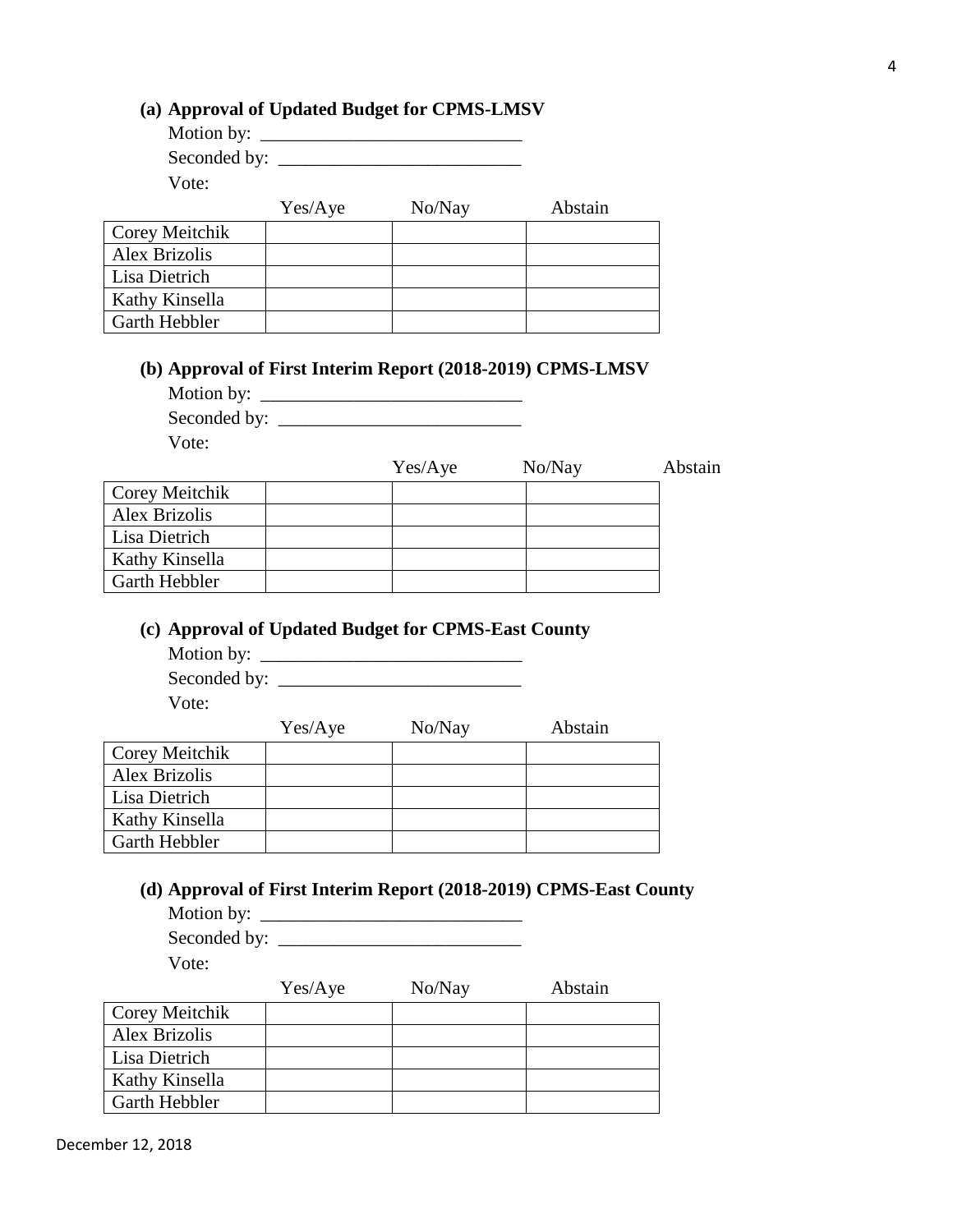**(a) Approval of Updated Budget for CPMS-LMSV**

Motion by: ____________________________

Seconded by: __________________________

Vote:

| | Yes/Aye | No/Nay | Abstain |
|---|---|---|---|
| Corey Meitchik | | | |
| Alex Brizolis | | | |
| Lisa Dietrich | | | |
| Kathy Kinsella | | | |
| Garth Hebbler | | | |

**(b) Approval of First Interim Report (2018-2019) CPMS-LMSV**

Motion by: ____________________________

Seconded by: __________________________

Vote:

| | Yes/Aye | No/Nay | Abstain |
|---|---|---|---|
| Corey Meitchik | | | |
| Alex Brizolis | | | |
| Lisa Dietrich | | | |
| Kathy Kinsella | | | |
| Garth Hebbler | | | |

**(c) Approval of Updated Budget for CPMS-East County**

Motion by: ____________________________

Seconded by: __________________________

Vote:

| | Yes/Aye | No/Nay | Abstain |
|---|---|---|---|
| Corey Meitchik | | | |
| Alex Brizolis | | | |
| Lisa Dietrich | | | |
| Kathy Kinsella | | | |
| Garth Hebbler | | | |

**(d) Approval of First Interim Report (2018-2019) CPMS-East County**

Motion by: ____________________________

Seconded by: __________________________

Vote:

| | Yes/Aye | No/Nay | Abstain |
|---|---|---|---|
| Corey Meitchik | | | |
| Alex Brizolis | | | |
| Lisa Dietrich | | | |
| Kathy Kinsella | | | |
| Garth Hebbler | | | |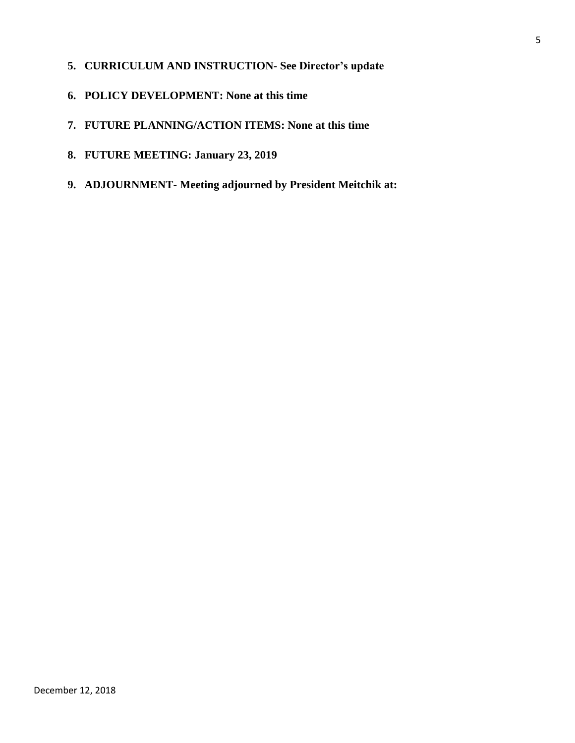5. **CURRICULUM AND INSTRUCTION- See Director's update**

6. **POLICY DEVELOPMENT: None at this time**

7. **FUTURE PLANNING/ACTION ITEMS: None at this time**

8. **FUTURE MEETING: January 23, 2019**

9. **ADJOURNMENT- Meeting adjourned by President Meitchik at:**